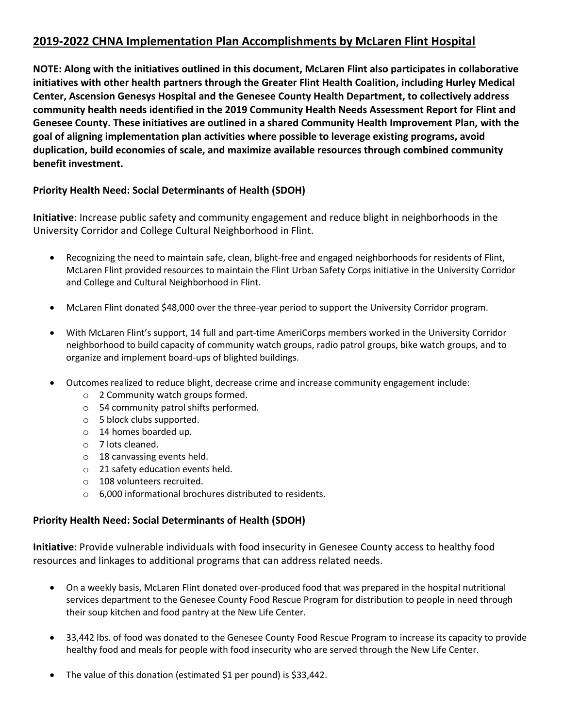# 2019-2022 CHNA Implementation Plan Accomplishments by McLaren Flint Hospital

**NOTE: Along with the initiatives outlined in this document, McLaren Flint also participates in collaborative initiatives with other health partners through the Greater Flint Health Coalition, including Hurley Medical Center, Ascension Genesys Hospital and the Genesee County Health Department, to collectively address community health needs identified in the 2019 Community Health Needs Assessment Report for Flint and Genesee County. These initiatives are outlined in a shared Community Health Improvement Plan, with the goal of aligning implementation plan activities where possible to leverage existing programs, avoid duplication, build economies of scale, and maximize available resources through combined community benefit investment.**

### Priority Health Need: Social Determinants of Health (SDOH)

**Initiative**: Increase public safety and community engagement and reduce blight in neighborhoods in the University Corridor and College Cultural Neighborhood in Flint.

- Recognizing the need to maintain safe, clean, blight-free and engaged neighborhoods for residents of Flint, McLaren Flint provided resources to maintain the Flint Urban Safety Corps initiative in the University Corridor and College and Cultural Neighborhood in Flint.
- McLaren Flint donated $48,000 over the three-year period to support the University Corridor program.
- With McLaren Flint's support, 14 full and part-time AmeriCorps members worked in the University Corridor neighborhood to build capacity of community watch groups, radio patrol groups, bike watch groups, and to organize and implement board-ups of blighted buildings.
- Outcomes realized to reduce blight, decrease crime and increase community engagement include:
  - 2 Community watch groups formed.
  - 54 community patrol shifts performed.
  - 5 block clubs supported.
  - 14 homes boarded up.
  - 7 lots cleaned.
  - 18 canvassing events held.
  - 21 safety education events held.
  - 108 volunteers recruited.
  - 6,000 informational brochures distributed to residents.

### Priority Health Need: Social Determinants of Health (SDOH)

**Initiative**: Provide vulnerable individuals with food insecurity in Genesee County access to healthy food resources and linkages to additional programs that can address related needs.

- On a weekly basis, McLaren Flint donated over-produced food that was prepared in the hospital nutritional services department to the Genesee County Food Rescue Program for distribution to people in need through their soup kitchen and food pantry at the New Life Center.
- 33,442 lbs. of food was donated to the Genesee County Food Rescue Program to increase its capacity to provide healthy food and meals for people with food insecurity who are served through the New Life Center.
- The value of this donation (estimated $1 per pound) is $33,442.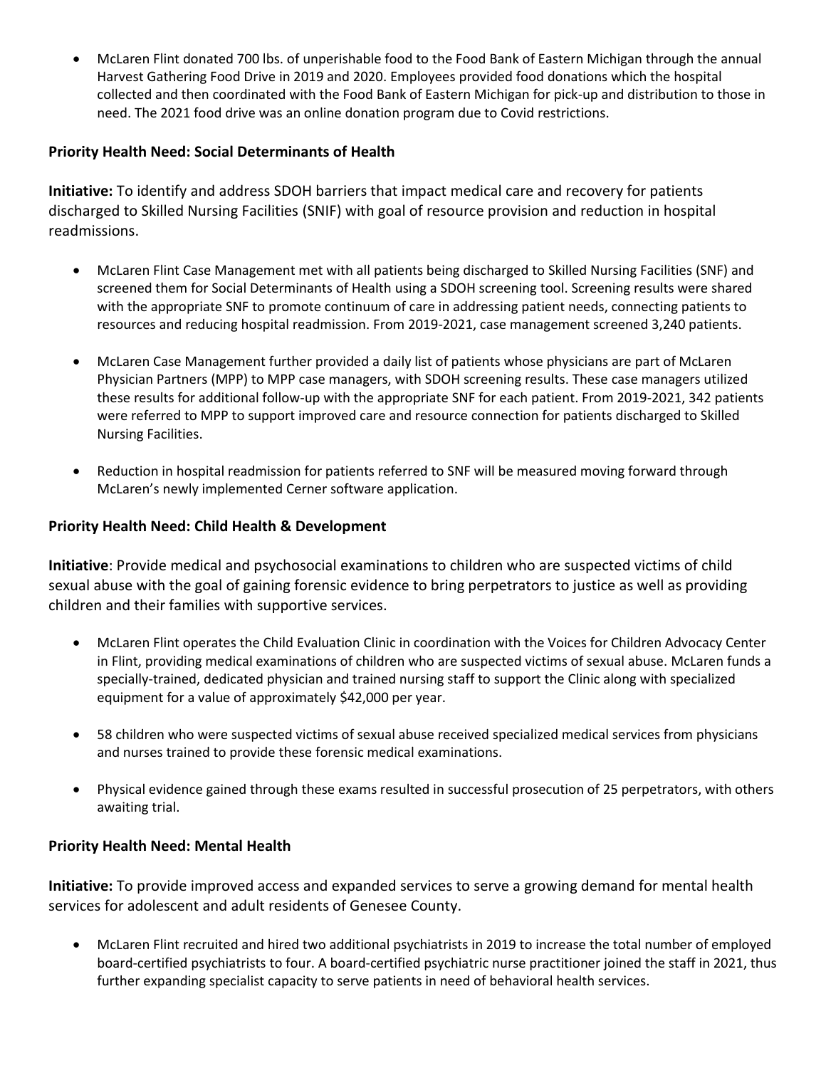- McLaren Flint donated 700 lbs. of unperishable food to the Food Bank of Eastern Michigan through the annual Harvest Gathering Food Drive in 2019 and 2020. Employees provided food donations which the hospital collected and then coordinated with the Food Bank of Eastern Michigan for pick-up and distribution to those in need. The 2021 food drive was an online donation program due to Covid restrictions.

**Priority Health Need: Social Determinants of Health**

**Initiative:** To identify and address SDOH barriers that impact medical care and recovery for patients discharged to Skilled Nursing Facilities (SNIF) with goal of resource provision and reduction in hospital readmissions.

- McLaren Flint Case Management met with all patients being discharged to Skilled Nursing Facilities (SNF) and screened them for Social Determinants of Health using a SDOH screening tool. Screening results were shared with the appropriate SNF to promote continuum of care in addressing patient needs, connecting patients to resources and reducing hospital readmission. From 2019-2021, case management screened 3,240 patients.

- McLaren Case Management further provided a daily list of patients whose physicians are part of McLaren Physician Partners (MPP) to MPP case managers, with SDOH screening results. These case managers utilized these results for additional follow-up with the appropriate SNF for each patient. From 2019-2021, 342 patients were referred to MPP to support improved care and resource connection for patients discharged to Skilled Nursing Facilities.

- Reduction in hospital readmission for patients referred to SNF will be measured moving forward through McLaren's newly implemented Cerner software application.

**Priority Health Need: Child Health & Development**

**Initiative**: Provide medical and psychosocial examinations to children who are suspected victims of child sexual abuse with the goal of gaining forensic evidence to bring perpetrators to justice as well as providing children and their families with supportive services.

- McLaren Flint operates the Child Evaluation Clinic in coordination with the Voices for Children Advocacy Center in Flint, providing medical examinations of children who are suspected victims of sexual abuse. McLaren funds a specially-trained, dedicated physician and trained nursing staff to support the Clinic along with specialized equipment for a value of approximately $42,000 per year.

- 58 children who were suspected victims of sexual abuse received specialized medical services from physicians and nurses trained to provide these forensic medical examinations.

- Physical evidence gained through these exams resulted in successful prosecution of 25 perpetrators, with others awaiting trial.

**Priority Health Need: Mental Health**

**Initiative:** To provide improved access and expanded services to serve a growing demand for mental health services for adolescent and adult residents of Genesee County.

- McLaren Flint recruited and hired two additional psychiatrists in 2019 to increase the total number of employed board-certified psychiatrists to four. A board-certified psychiatric nurse practitioner joined the staff in 2021, thus further expanding specialist capacity to serve patients in need of behavioral health services.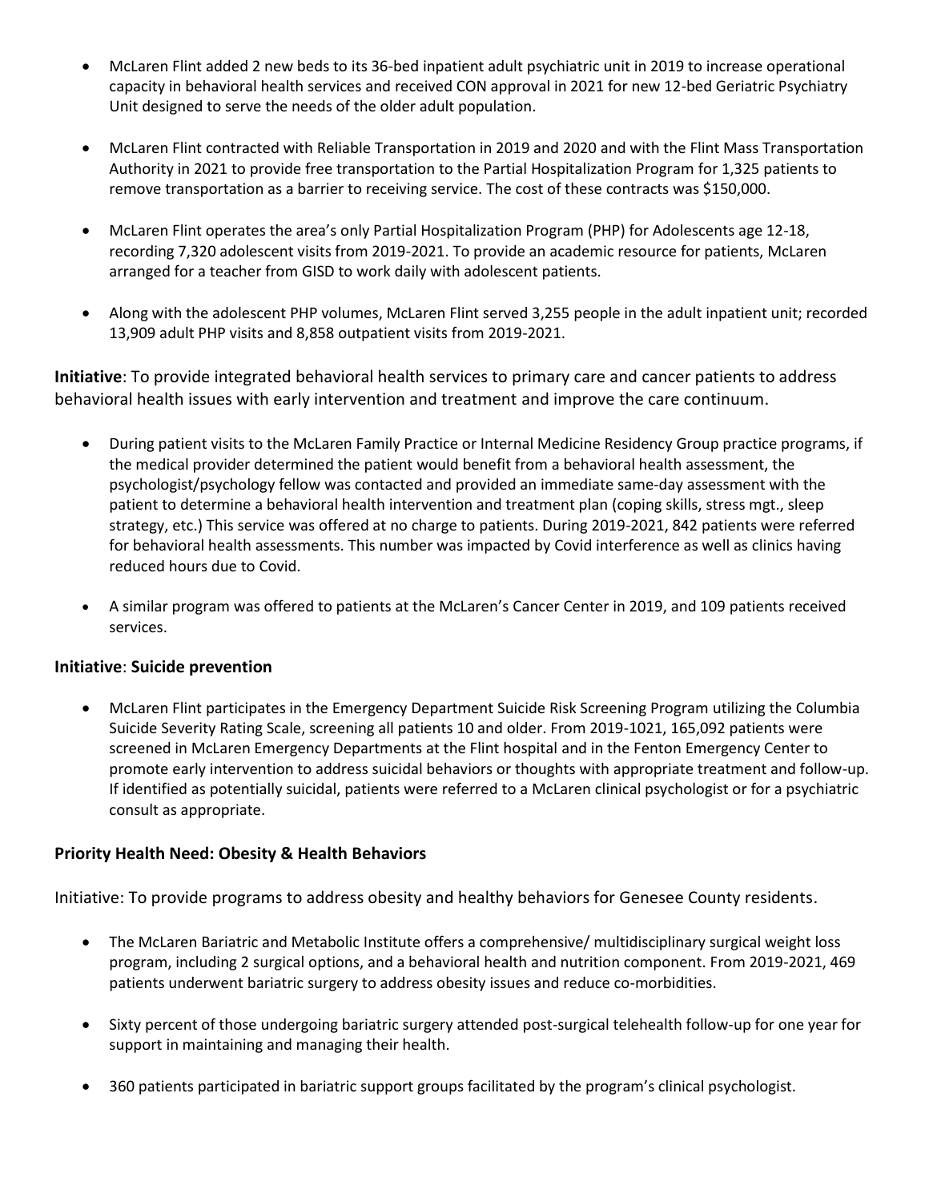- McLaren Flint added 2 new beds to its 36-bed inpatient adult psychiatric unit in 2019 to increase operational capacity in behavioral health services and received CON approval in 2021 for new 12-bed Geriatric Psychiatry Unit designed to serve the needs of the older adult population.

- McLaren Flint contracted with Reliable Transportation in 2019 and 2020 and with the Flint Mass Transportation Authority in 2021 to provide free transportation to the Partial Hospitalization Program for 1,325 patients to remove transportation as a barrier to receiving service. The cost of these contracts was $150,000.

- McLaren Flint operates the area's only Partial Hospitalization Program (PHP) for Adolescents age 12-18, recording 7,320 adolescent visits from 2019-2021. To provide an academic resource for patients, McLaren arranged for a teacher from GISD to work daily with adolescent patients.

- Along with the adolescent PHP volumes, McLaren Flint served 3,255 people in the adult inpatient unit; recorded 13,909 adult PHP visits and 8,858 outpatient visits from 2019-2021.

**Initiative**: To provide integrated behavioral health services to primary care and cancer patients to address behavioral health issues with early intervention and treatment and improve the care continuum.

- During patient visits to the McLaren Family Practice or Internal Medicine Residency Group practice programs, if the medical provider determined the patient would benefit from a behavioral health assessment, the psychologist/psychology fellow was contacted and provided an immediate same-day assessment with the patient to determine a behavioral health intervention and treatment plan (coping skills, stress mgt., sleep strategy, etc.) This service was offered at no charge to patients. During 2019-2021, 842 patients were referred for behavioral health assessments. This number was impacted by Covid interference as well as clinics having reduced hours due to Covid.

- A similar program was offered to patients at the McLaren's Cancer Center in 2019, and 109 patients received services.

**Initiative**: **Suicide prevention**

- McLaren Flint participates in the Emergency Department Suicide Risk Screening Program utilizing the Columbia Suicide Severity Rating Scale, screening all patients 10 and older. From 2019-1021, 165,092 patients were screened in McLaren Emergency Departments at the Flint hospital and in the Fenton Emergency Center to promote early intervention to address suicidal behaviors or thoughts with appropriate treatment and follow-up. If identified as potentially suicidal, patients were referred to a McLaren clinical psychologist or for a psychiatric consult as appropriate.

**Priority Health Need: Obesity & Health Behaviors**

Initiative: To provide programs to address obesity and healthy behaviors for Genesee County residents.

- The McLaren Bariatric and Metabolic Institute offers a comprehensive/ multidisciplinary surgical weight loss program, including 2 surgical options, and a behavioral health and nutrition component. From 2019-2021, 469 patients underwent bariatric surgery to address obesity issues and reduce co-morbidities.

- Sixty percent of those undergoing bariatric surgery attended post-surgical telehealth follow-up for one year for support in maintaining and managing their health.

- 360 patients participated in bariatric support groups facilitated by the program's clinical psychologist.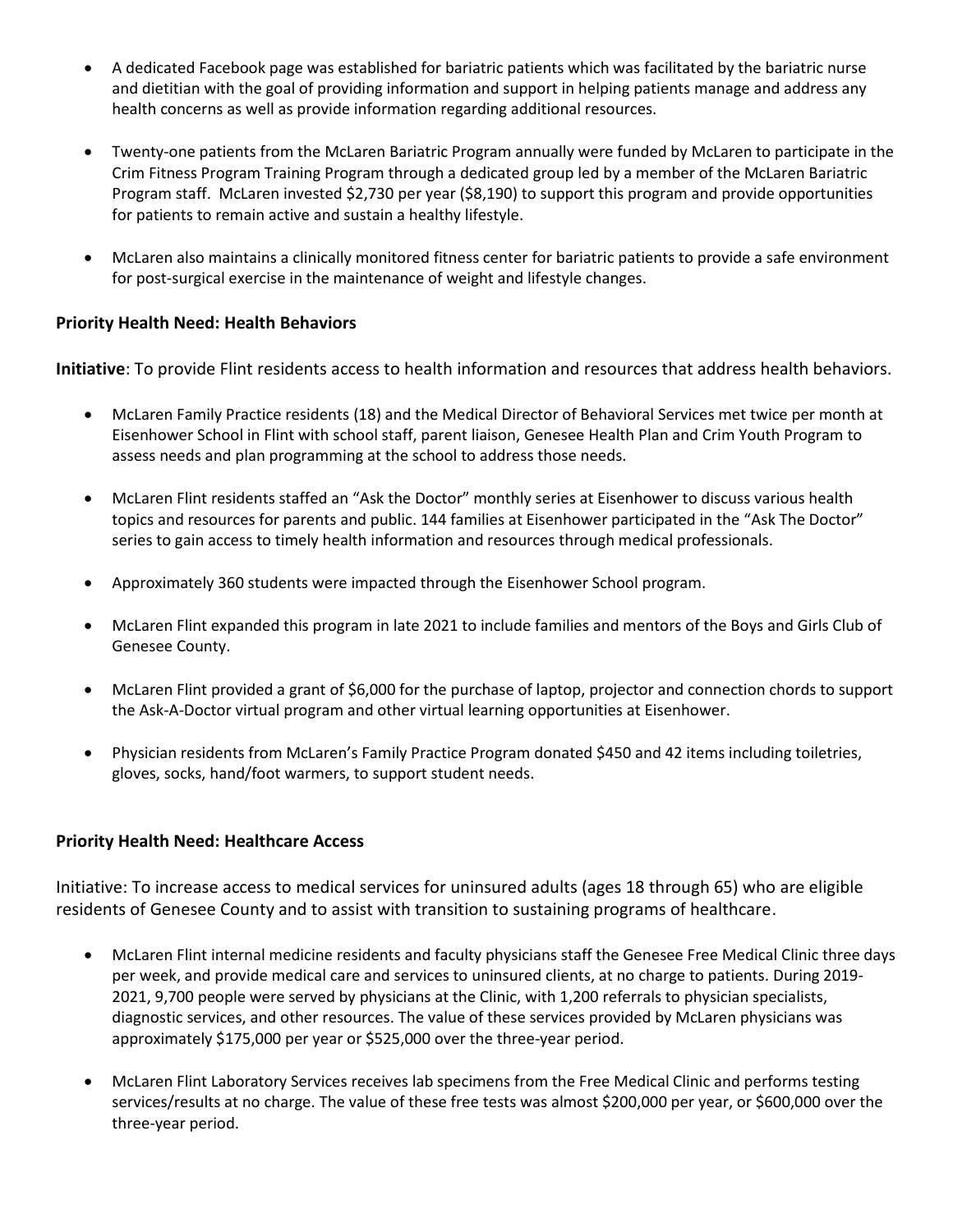- A dedicated Facebook page was established for bariatric patients which was facilitated by the bariatric nurse and dietitian with the goal of providing information and support in helping patients manage and address any health concerns as well as provide information regarding additional resources.

- Twenty-one patients from the McLaren Bariatric Program annually were funded by McLaren to participate in the Crim Fitness Program Training Program through a dedicated group led by a member of the McLaren Bariatric Program staff. McLaren invested $2,730 per year ($8,190) to support this program and provide opportunities for patients to remain active and sustain a healthy lifestyle.

- McLaren also maintains a clinically monitored fitness center for bariatric patients to provide a safe environment for post-surgical exercise in the maintenance of weight and lifestyle changes.

**Priority Health Need: Health Behaviors**

**Initiative**: To provide Flint residents access to health information and resources that address health behaviors.

- McLaren Family Practice residents (18) and the Medical Director of Behavioral Services met twice per month at Eisenhower School in Flint with school staff, parent liaison, Genesee Health Plan and Crim Youth Program to assess needs and plan programming at the school to address those needs.

- McLaren Flint residents staffed an "Ask the Doctor" monthly series at Eisenhower to discuss various health topics and resources for parents and public. 144 families at Eisenhower participated in the "Ask The Doctor" series to gain access to timely health information and resources through medical professionals.

- Approximately 360 students were impacted through the Eisenhower School program.

- McLaren Flint expanded this program in late 2021 to include families and mentors of the Boys and Girls Club of Genesee County.

- McLaren Flint provided a grant of $6,000 for the purchase of laptop, projector and connection chords to support the Ask-A-Doctor virtual program and other virtual learning opportunities at Eisenhower.

- Physician residents from McLaren's Family Practice Program donated $450 and 42 items including toiletries, gloves, socks, hand/foot warmers, to support student needs.

**Priority Health Need: Healthcare Access**

Initiative: To increase access to medical services for uninsured adults (ages 18 through 65) who are eligible residents of Genesee County and to assist with transition to sustaining programs of healthcare.

- McLaren Flint internal medicine residents and faculty physicians staff the Genesee Free Medical Clinic three days per week, and provide medical care and services to uninsured clients, at no charge to patients. During 2019-2021, 9,700 people were served by physicians at the Clinic, with 1,200 referrals to physician specialists, diagnostic services, and other resources. The value of these services provided by McLaren physicians was approximately $175,000 per year or $525,000 over the three-year period.

- McLaren Flint Laboratory Services receives lab specimens from the Free Medical Clinic and performs testing services/results at no charge. The value of these free tests was almost $200,000 per year, or $600,000 over the three-year period.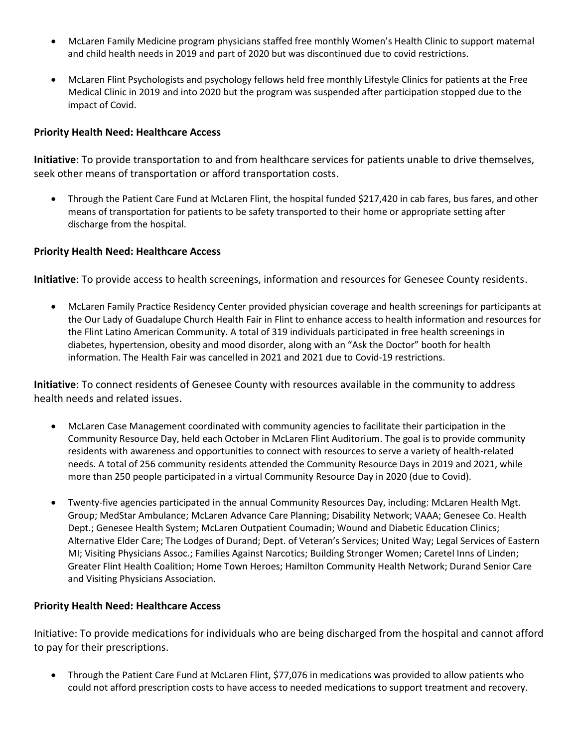- McLaren Family Medicine program physicians staffed free monthly Women's Health Clinic to support maternal and child health needs in 2019 and part of 2020 but was discontinued due to covid restrictions.
- McLaren Flint Psychologists and psychology fellows held free monthly Lifestyle Clinics for patients at the Free Medical Clinic in 2019 and into 2020 but the program was suspended after participation stopped due to the impact of Covid.

**Priority Health Need: Healthcare Access**

**Initiative**: To provide transportation to and from healthcare services for patients unable to drive themselves, seek other means of transportation or afford transportation costs.

- Through the Patient Care Fund at McLaren Flint, the hospital funded $217,420 in cab fares, bus fares, and other means of transportation for patients to be safety transported to their home or appropriate setting after discharge from the hospital.

**Priority Health Need: Healthcare Access**

**Initiative**: To provide access to health screenings, information and resources for Genesee County residents.

- McLaren Family Practice Residency Center provided physician coverage and health screenings for participants at the Our Lady of Guadalupe Church Health Fair in Flint to enhance access to health information and resources for the Flint Latino American Community. A total of 319 individuals participated in free health screenings in diabetes, hypertension, obesity and mood disorder, along with an "Ask the Doctor" booth for health information. The Health Fair was cancelled in 2021 and 2021 due to Covid-19 restrictions.

**Initiative**: To connect residents of Genesee County with resources available in the community to address health needs and related issues.

- McLaren Case Management coordinated with community agencies to facilitate their participation in the Community Resource Day, held each October in McLaren Flint Auditorium. The goal is to provide community residents with awareness and opportunities to connect with resources to serve a variety of health-related needs. A total of 256 community residents attended the Community Resource Days in 2019 and 2021, while more than 250 people participated in a virtual Community Resource Day in 2020 (due to Covid).
- Twenty-five agencies participated in the annual Community Resources Day, including: McLaren Health Mgt. Group; MedStar Ambulance; McLaren Advance Care Planning; Disability Network; VAAA; Genesee Co. Health Dept.; Genesee Health System; McLaren Outpatient Coumadin; Wound and Diabetic Education Clinics; Alternative Elder Care; The Lodges of Durand; Dept. of Veteran's Services; United Way; Legal Services of Eastern MI; Visiting Physicians Assoc.; Families Against Narcotics; Building Stronger Women; Caretel Inns of Linden; Greater Flint Health Coalition; Home Town Heroes; Hamilton Community Health Network; Durand Senior Care and Visiting Physicians Association.

**Priority Health Need: Healthcare Access**

Initiative: To provide medications for individuals who are being discharged from the hospital and cannot afford to pay for their prescriptions.

- Through the Patient Care Fund at McLaren Flint, $77,076 in medications was provided to allow patients who could not afford prescription costs to have access to needed medications to support treatment and recovery.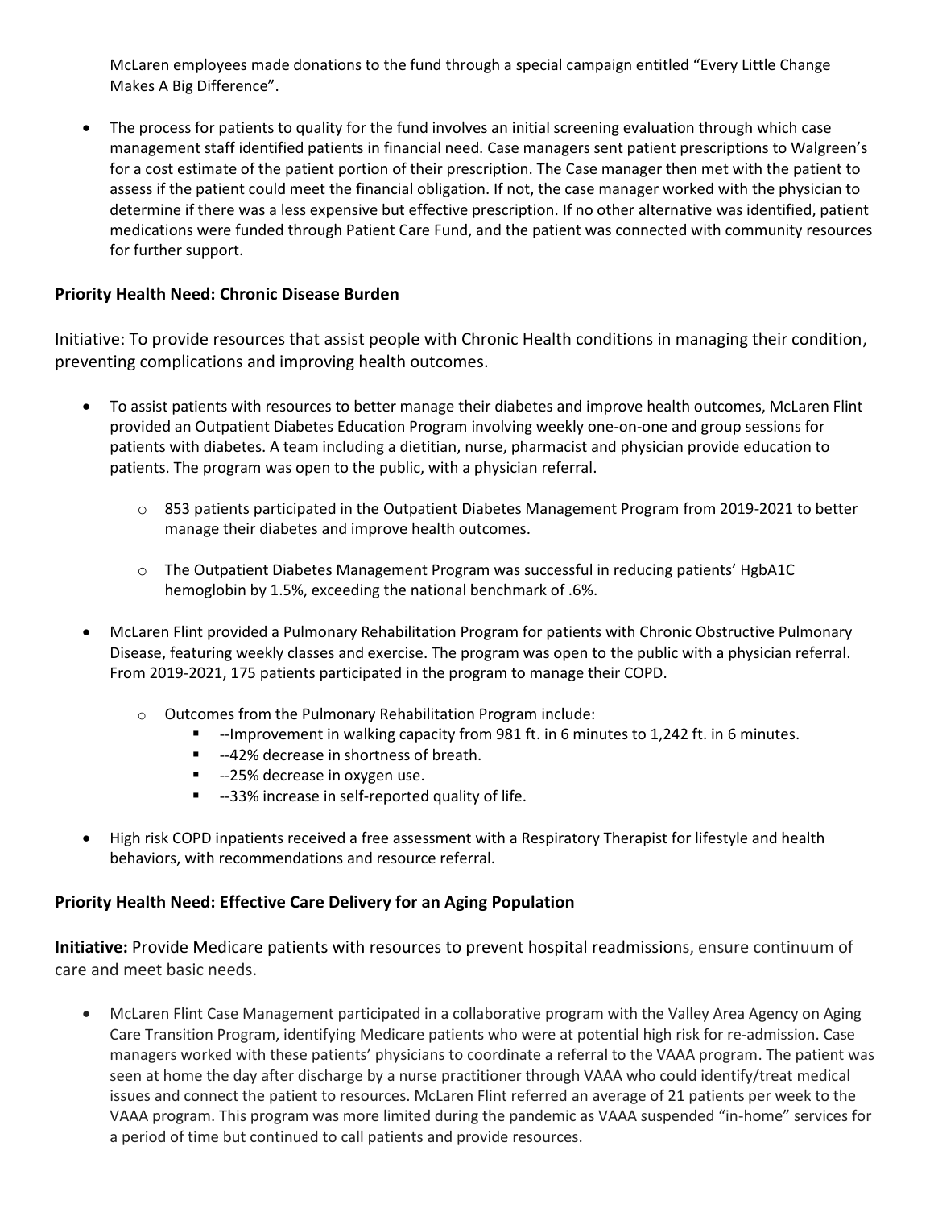McLaren employees made donations to the fund through a special campaign entitled "Every Little Change Makes A Big Difference".

- The process for patients to quality for the fund involves an initial screening evaluation through which case management staff identified patients in financial need. Case managers sent patient prescriptions to Walgreen's for a cost estimate of the patient portion of their prescription. The Case manager then met with the patient to assess if the patient could meet the financial obligation. If not, the case manager worked with the physician to determine if there was a less expensive but effective prescription. If no other alternative was identified, patient medications were funded through Patient Care Fund, and the patient was connected with community resources for further support.

**Priority Health Need: Chronic Disease Burden**

Initiative: To provide resources that assist people with Chronic Health conditions in managing their condition, preventing complications and improving health outcomes.

- To assist patients with resources to better manage their diabetes and improve health outcomes, McLaren Flint provided an Outpatient Diabetes Education Program involving weekly one-on-one and group sessions for patients with diabetes. A team including a dietitian, nurse, pharmacist and physician provide education to patients. The program was open to the public, with a physician referral.
    - 853 patients participated in the Outpatient Diabetes Management Program from 2019-2021 to better manage their diabetes and improve health outcomes.
    - The Outpatient Diabetes Management Program was successful in reducing patients' HgbA1C hemoglobin by 1.5%, exceeding the national benchmark of .6%.
- McLaren Flint provided a Pulmonary Rehabilitation Program for patients with Chronic Obstructive Pulmonary Disease, featuring weekly classes and exercise. The program was open to the public with a physician referral. From 2019-2021, 175 patients participated in the program to manage their COPD.
    - Outcomes from the Pulmonary Rehabilitation Program include:
        - --Improvement in walking capacity from 981 ft. in 6 minutes to 1,242 ft. in 6 minutes.
        - --42% decrease in shortness of breath.
        - --25% decrease in oxygen use.
        - --33% increase in self-reported quality of life.
- High risk COPD inpatients received a free assessment with a Respiratory Therapist for lifestyle and health behaviors, with recommendations and resource referral.

**Priority Health Need: Effective Care Delivery for an Aging Population**

**Initiative:** Provide Medicare patients with resources to prevent hospital readmissions, ensure continuum of care and meet basic needs.

- McLaren Flint Case Management participated in a collaborative program with the Valley Area Agency on Aging Care Transition Program, identifying Medicare patients who were at potential high risk for re-admission. Case managers worked with these patients' physicians to coordinate a referral to the VAAA program. The patient was seen at home the day after discharge by a nurse practitioner through VAAA who could identify/treat medical issues and connect the patient to resources. McLaren Flint referred an average of 21 patients per week to the VAAA program. This program was more limited during the pandemic as VAAA suspended "in-home" services for a period of time but continued to call patients and provide resources.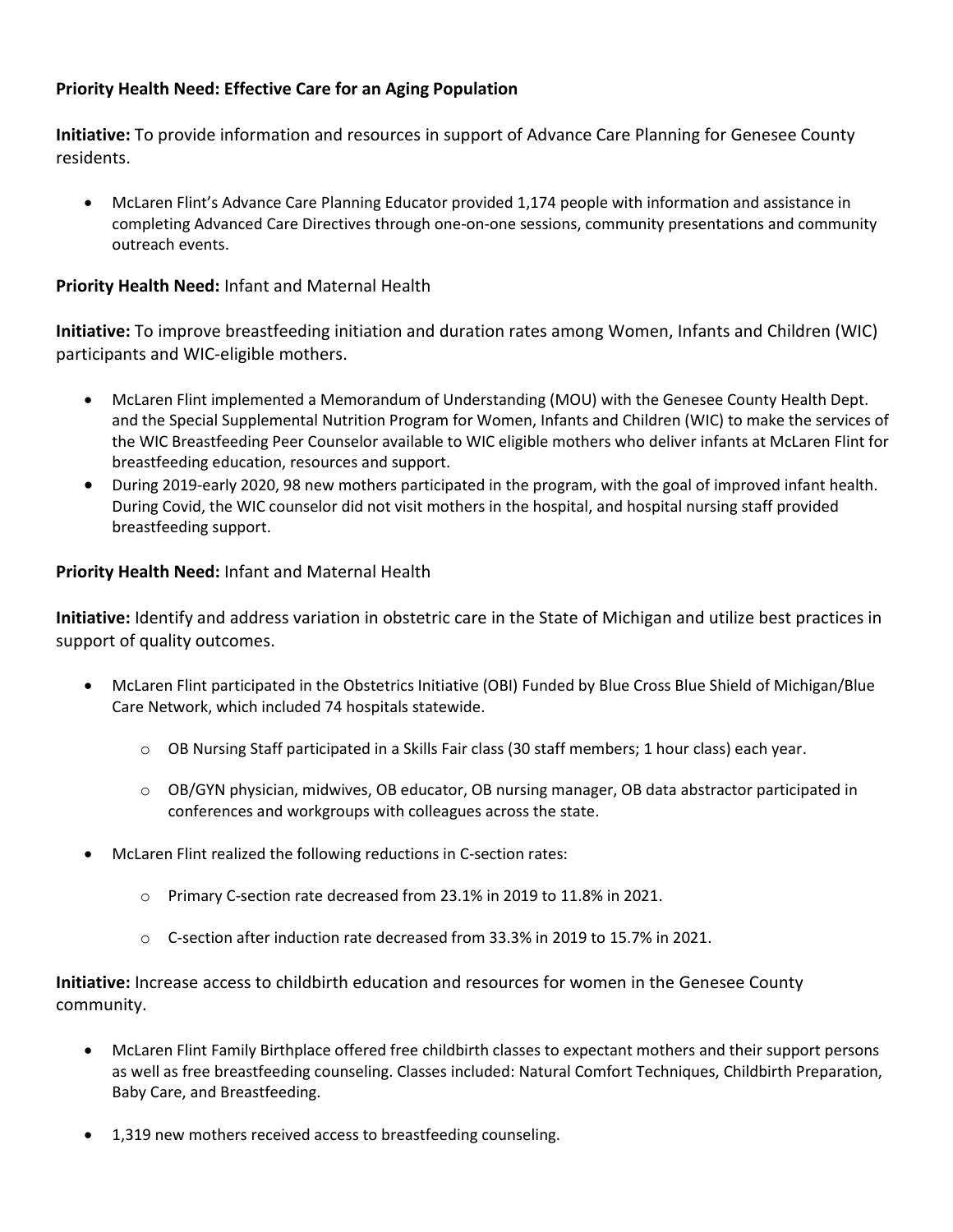**Priority Health Need: Effective Care for an Aging Population**

**Initiative:** To provide information and resources in support of Advance Care Planning for Genesee County residents.

- McLaren Flint's Advance Care Planning Educator provided 1,174 people with information and assistance in completing Advanced Care Directives through one-on-one sessions, community presentations and community outreach events.

**Priority Health Need:** Infant and Maternal Health

**Initiative:** To improve breastfeeding initiation and duration rates among Women, Infants and Children (WIC) participants and WIC-eligible mothers.

- McLaren Flint implemented a Memorandum of Understanding (MOU) with the Genesee County Health Dept. and the Special Supplemental Nutrition Program for Women, Infants and Children (WIC) to make the services of the WIC Breastfeeding Peer Counselor available to WIC eligible mothers who deliver infants at McLaren Flint for breastfeeding education, resources and support.
- During 2019-early 2020, 98 new mothers participated in the program, with the goal of improved infant health. During Covid, the WIC counselor did not visit mothers in the hospital, and hospital nursing staff provided breastfeeding support.

**Priority Health Need:** Infant and Maternal Health

**Initiative:** Identify and address variation in obstetric care in the State of Michigan and utilize best practices in support of quality outcomes.

- McLaren Flint participated in the Obstetrics Initiative (OBI) Funded by Blue Cross Blue Shield of Michigan/Blue Care Network, which included 74 hospitals statewide.
  - OB Nursing Staff participated in a Skills Fair class (30 staff members; 1 hour class) each year.
  - OB/GYN physician, midwives, OB educator, OB nursing manager, OB data abstractor participated in conferences and workgroups with colleagues across the state.
- McLaren Flint realized the following reductions in C-section rates:
  - Primary C-section rate decreased from 23.1% in 2019 to 11.8% in 2021.
  - C-section after induction rate decreased from 33.3% in 2019 to 15.7% in 2021.

**Initiative:** Increase access to childbirth education and resources for women in the Genesee County community.

- McLaren Flint Family Birthplace offered free childbirth classes to expectant mothers and their support persons as well as free breastfeeding counseling. Classes included: Natural Comfort Techniques, Childbirth Preparation, Baby Care, and Breastfeeding.
- 1,319 new mothers received access to breastfeeding counseling.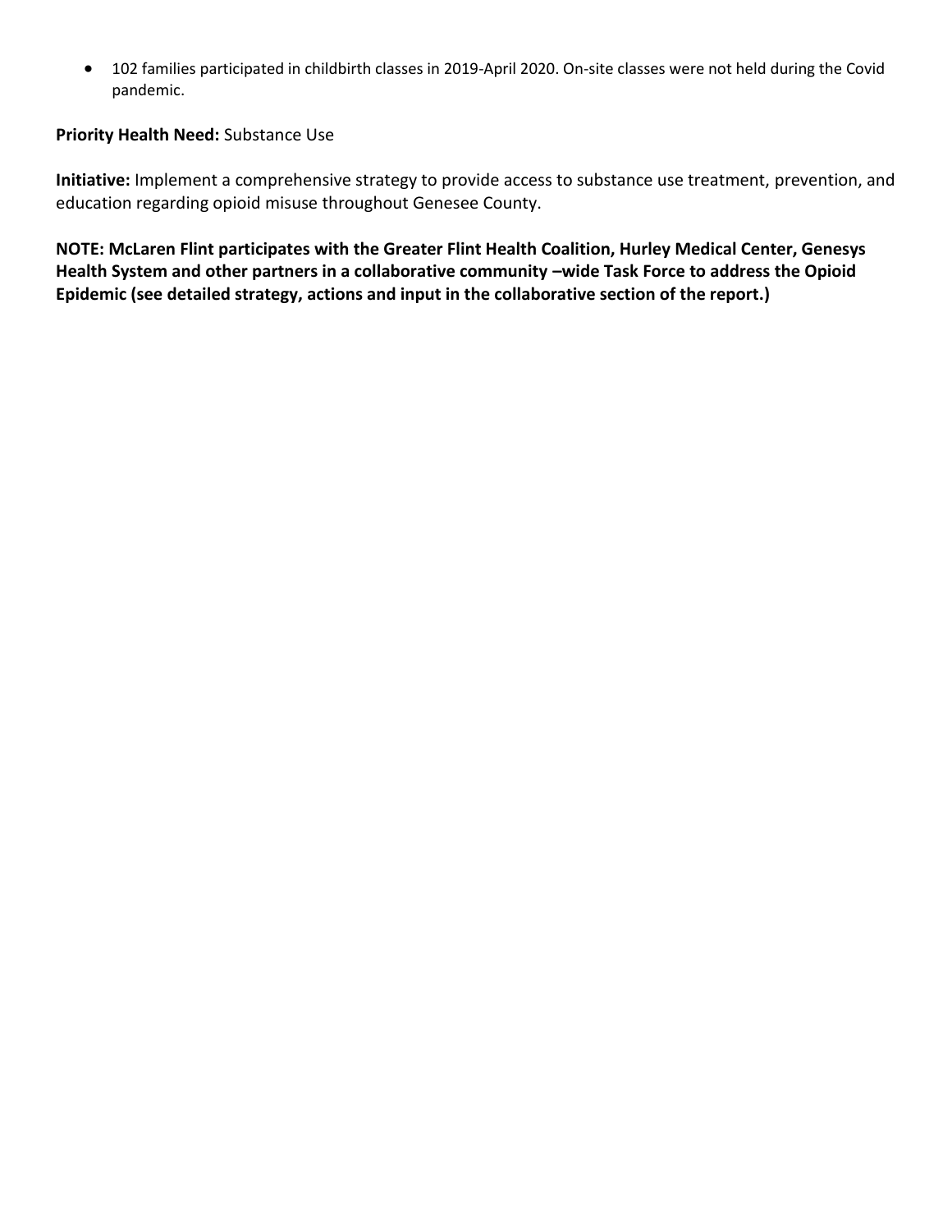- 102 families participated in childbirth classes in 2019-April 2020. On-site classes were not held during the Covid pandemic.

**Priority Health Need:** Substance Use

**Initiative:** Implement a comprehensive strategy to provide access to substance use treatment, prevention, and education regarding opioid misuse throughout Genesee County.

**NOTE: McLaren Flint participates with the Greater Flint Health Coalition, Hurley Medical Center, Genesys Health System and other partners in a collaborative community –wide Task Force to address the Opioid Epidemic (see detailed strategy, actions and input in the collaborative section of the report.)**